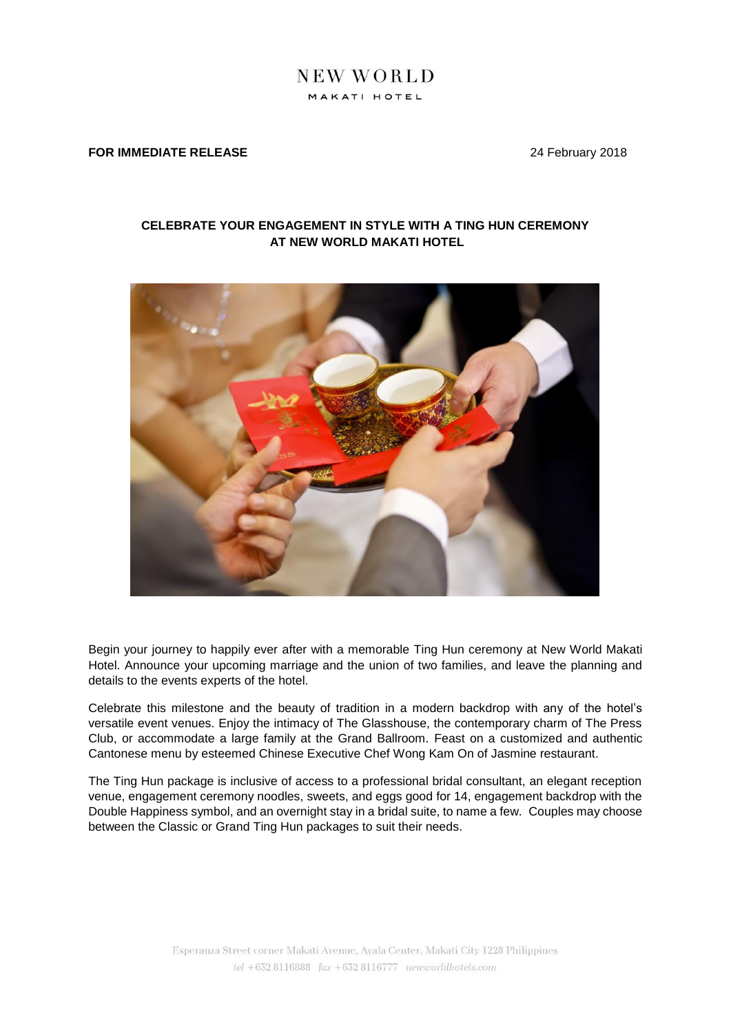NEW WORLD
MAKATI HOTEL

**FOR IMMEDIATE RELEASE** 24 February 2018

## CELEBRATE YOUR ENGAGEMENT IN STYLE WITH A TING HUN CEREMONY AT NEW WORLD MAKATI HOTEL

Begin your journey to happily ever after with a memorable Ting Hun ceremony at New World Makati Hotel. Announce your upcoming marriage and the union of two families, and leave the planning and details to the events experts of the hotel.

Celebrate this milestone and the beauty of tradition in a modern backdrop with any of the hotel's versatile event venues. Enjoy the intimacy of The Glasshouse, the contemporary charm of The Press Club, or accommodate a large family at the Grand Ballroom. Feast on a customized and authentic Cantonese menu by esteemed Chinese Executive Chef Wong Kam On of Jasmine restaurant.

The Ting Hun package is inclusive of access to a professional bridal consultant, an elegant reception venue, engagement ceremony noodles, sweets, and eggs good for 14, engagement backdrop with the Double Happiness symbol, and an overnight stay in a bridal suite, to name a few. Couples may choose between the Classic or Grand Ting Hun packages to suit their needs.

Esperanza Street corner Makati Avenue, Ayala Center, Makati City 1228 Philippines
tel +632 8116888 fax +632 8116777 newworldhotels.com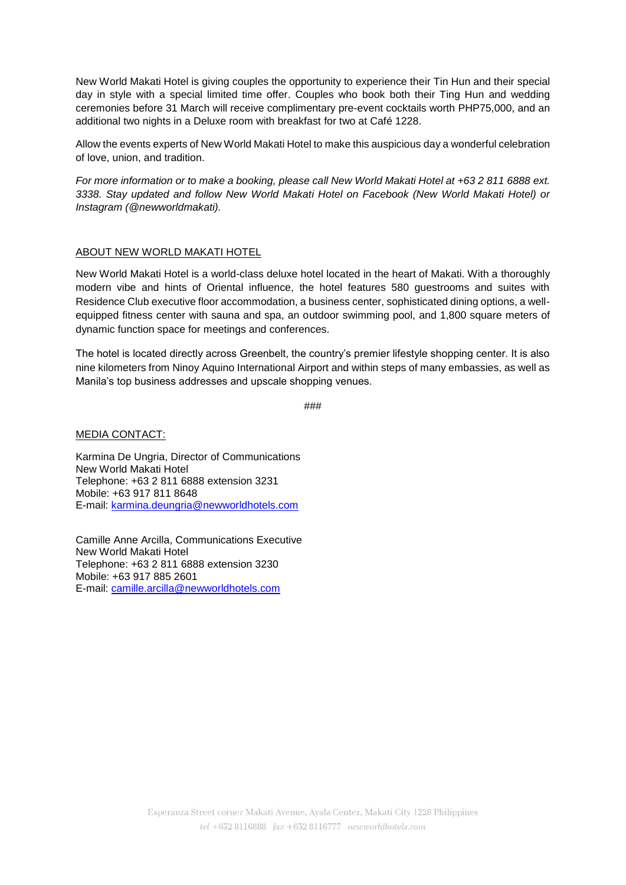New World Makati Hotel is giving couples the opportunity to experience their Tin Hun and their special day in style with a special limited time offer. Couples who book both their Ting Hun and wedding ceremonies before 31 March will receive complimentary pre-event cocktails worth PHP75,000, and an additional two nights in a Deluxe room with breakfast for two at Café 1228.

Allow the events experts of New World Makati Hotel to make this auspicious day a wonderful celebration of love, union, and tradition.

*For more information or to make a booking, please call New World Makati Hotel at +63 2 811 6888 ext. 3338. Stay updated and follow New World Makati Hotel on Facebook (New World Makati Hotel) or Instagram (@newworldmakati).*

## ABOUT NEW WORLD MAKATI HOTEL

New World Makati Hotel is a world-class deluxe hotel located in the heart of Makati. With a thoroughly modern vibe and hints of Oriental influence, the hotel features 580 guestrooms and suites with Residence Club executive floor accommodation, a business center, sophisticated dining options, a well-equipped fitness center with sauna and spa, an outdoor swimming pool, and 1,800 square meters of dynamic function space for meetings and conferences.

The hotel is located directly across Greenbelt, the country's premier lifestyle shopping center. It is also nine kilometers from Ninoy Aquino International Airport and within steps of many embassies, as well as Manila's top business addresses and upscale shopping venues.

###

## MEDIA CONTACT:

Karmina De Ungria, Director of Communications
New World Makati Hotel
Telephone: +63 2 811 6888 extension 3231
Mobile: +63 917 811 8648
E-mail: karmina.deungria@newworldhotels.com

Camille Anne Arcilla, Communications Executive
New World Makati Hotel
Telephone: +63 2 811 6888 extension 3230
Mobile: +63 917 885 2601
E-mail: camille.arcilla@newworldhotels.com